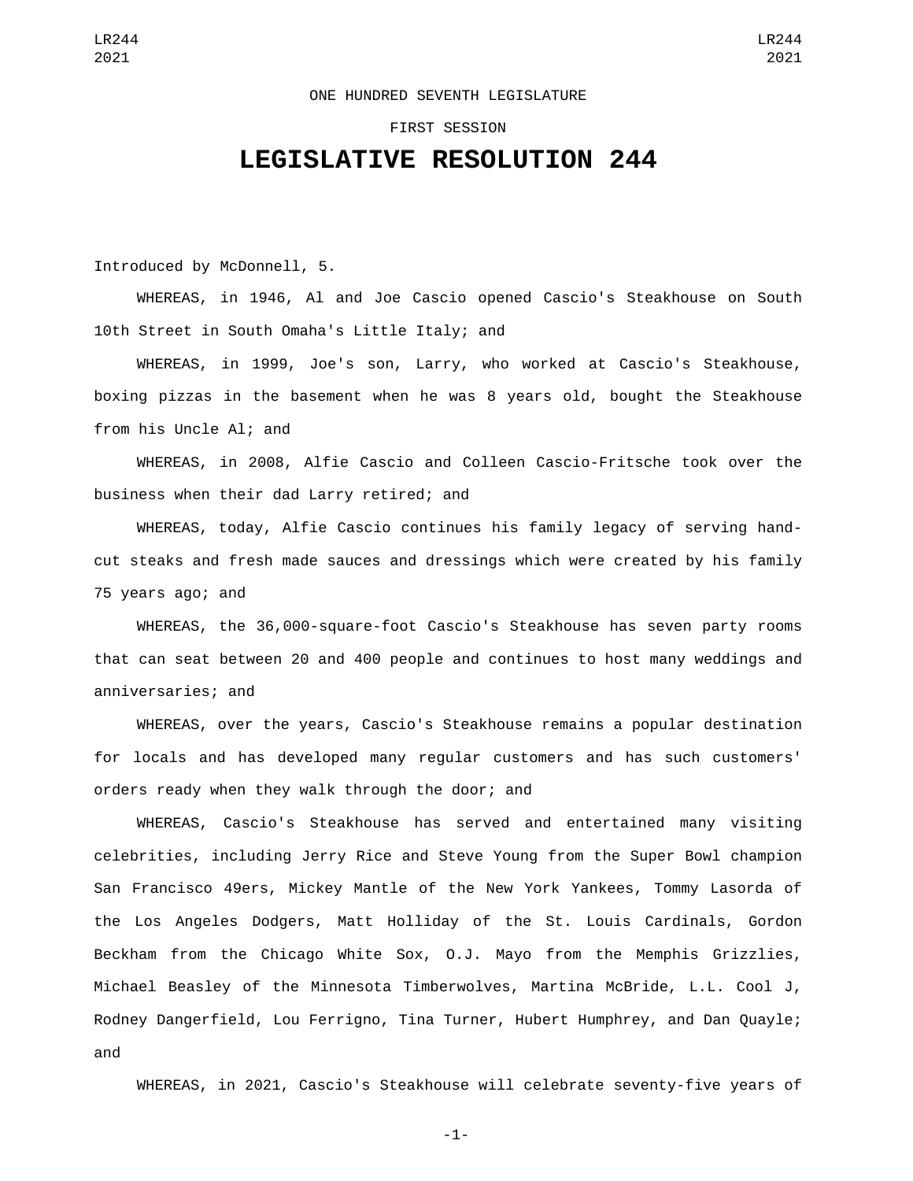ONE HUNDRED SEVENTH LEGISLATURE

FIRST SESSION

# LEGISLATIVE RESOLUTION 244

Introduced by McDonnell, 5.

WHEREAS, in 1946, Al and Joe Cascio opened Cascio's Steakhouse on South 10th Street in South Omaha's Little Italy; and

WHEREAS, in 1999, Joe's son, Larry, who worked at Cascio's Steakhouse, boxing pizzas in the basement when he was 8 years old, bought the Steakhouse from his Uncle Al; and

WHEREAS, in 2008, Alfie Cascio and Colleen Cascio-Fritsche took over the business when their dad Larry retired; and

WHEREAS, today, Alfie Cascio continues his family legacy of serving hand-cut steaks and fresh made sauces and dressings which were created by his family 75 years ago; and

WHEREAS, the 36,000-square-foot Cascio's Steakhouse has seven party rooms that can seat between 20 and 400 people and continues to host many weddings and anniversaries; and

WHEREAS, over the years, Cascio's Steakhouse remains a popular destination for locals and has developed many regular customers and has such customers' orders ready when they walk through the door; and

WHEREAS, Cascio's Steakhouse has served and entertained many visiting celebrities, including Jerry Rice and Steve Young from the Super Bowl champion San Francisco 49ers, Mickey Mantle of the New York Yankees, Tommy Lasorda of the Los Angeles Dodgers, Matt Holliday of the St. Louis Cardinals, Gordon Beckham from the Chicago White Sox, O.J. Mayo from the Memphis Grizzlies, Michael Beasley of the Minnesota Timberwolves, Martina McBride, L.L. Cool J, Rodney Dangerfield, Lou Ferrigno, Tina Turner, Hubert Humphrey, and Dan Quayle; and

WHEREAS, in 2021, Cascio's Steakhouse will celebrate seventy-five years of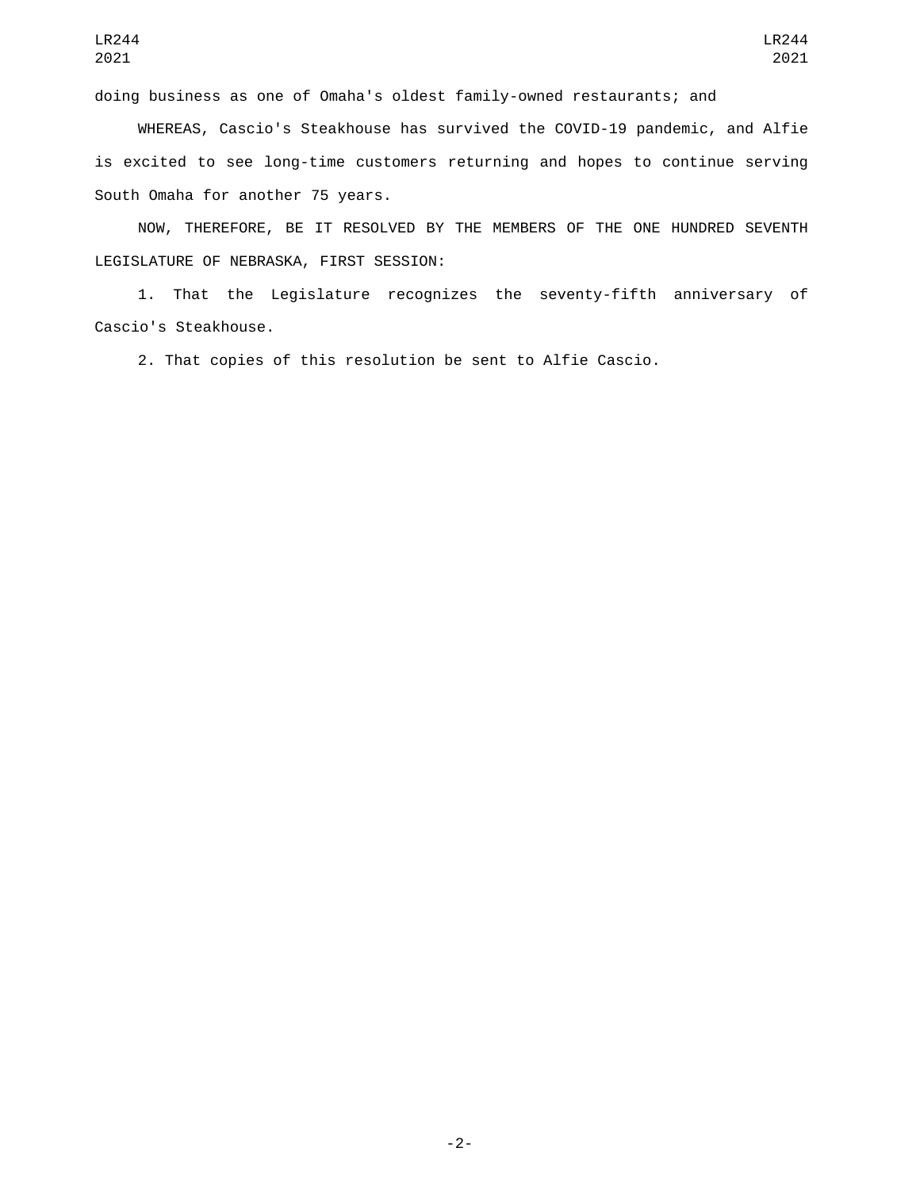doing business as one of Omaha's oldest family-owned restaurants; and

WHEREAS, Cascio's Steakhouse has survived the COVID-19 pandemic, and Alfie is excited to see long-time customers returning and hopes to continue serving South Omaha for another 75 years.

NOW, THEREFORE, BE IT RESOLVED BY THE MEMBERS OF THE ONE HUNDRED SEVENTH LEGISLATURE OF NEBRASKA, FIRST SESSION:

1. That the Legislature recognizes the seventy-fifth anniversary of Cascio's Steakhouse.

2. That copies of this resolution be sent to Alfie Cascio.